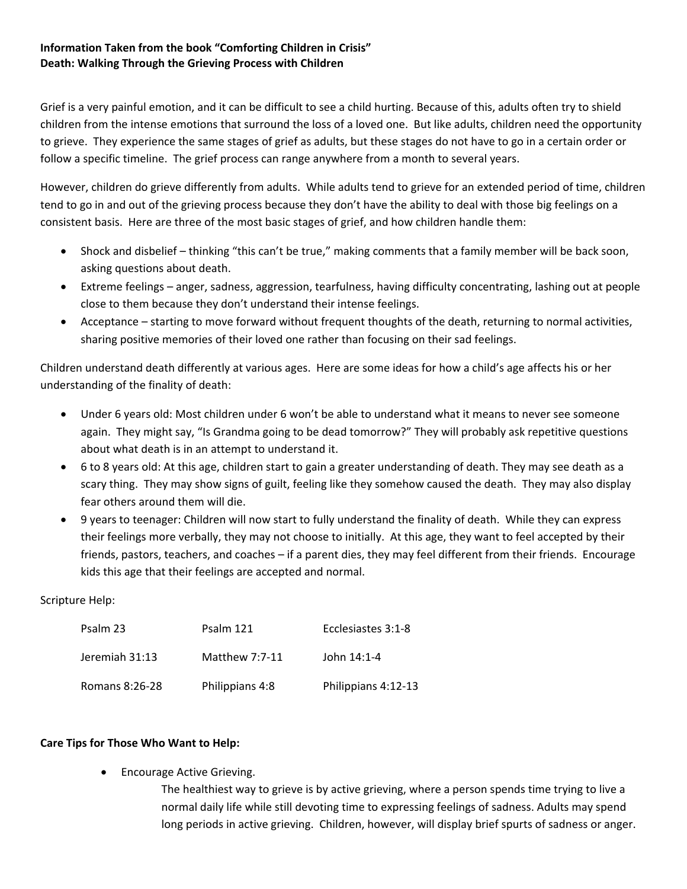**Information Taken from the book "Comforting Children in Crisis"**
**Death: Walking Through the Grieving Process with Children**

Grief is a very painful emotion, and it can be difficult to see a child hurting. Because of this, adults often try to shield children from the intense emotions that surround the loss of a loved one. But like adults, children need the opportunity to grieve. They experience the same stages of grief as adults, but these stages do not have to go in a certain order or follow a specific timeline. The grief process can range anywhere from a month to several years.

However, children do grieve differently from adults. While adults tend to grieve for an extended period of time, children tend to go in and out of the grieving process because they don't have the ability to deal with those big feelings on a consistent basis. Here are three of the most basic stages of grief, and how children handle them:

- Shock and disbelief – thinking "this can't be true," making comments that a family member will be back soon, asking questions about death.
- Extreme feelings – anger, sadness, aggression, tearfulness, having difficulty concentrating, lashing out at people close to them because they don't understand their intense feelings.
- Acceptance – starting to move forward without frequent thoughts of the death, returning to normal activities, sharing positive memories of their loved one rather than focusing on their sad feelings.

Children understand death differently at various ages. Here are some ideas for how a child's age affects his or her understanding of the finality of death:

- Under 6 years old: Most children under 6 won't be able to understand what it means to never see someone again. They might say, "Is Grandma going to be dead tomorrow?" They will probably ask repetitive questions about what death is in an attempt to understand it.
- 6 to 8 years old: At this age, children start to gain a greater understanding of death. They may see death as a scary thing. They may show signs of guilt, feeling like they somehow caused the death. They may also display fear others around them will die.
- 9 years to teenager: Children will now start to fully understand the finality of death. While they can express their feelings more verbally, they may not choose to initially. At this age, they want to feel accepted by their friends, pastors, teachers, and coaches – if a parent dies, they may feel different from their friends. Encourage kids this age that their feelings are accepted and normal.

Scripture Help:

| | | |
|---|---|---|
| Psalm 23 | Psalm 121 | Ecclesiastes 3:1-8 |
| Jeremiah 31:13 | Matthew 7:7-11 | John 14:1-4 |
| Romans 8:26-28 | Philippians 4:8 | Philippians 4:12-13 |

**Care Tips for Those Who Want to Help:**

- Encourage Active Grieving.

  The healthiest way to grieve is by active grieving, where a person spends time trying to live a normal daily life while still devoting time to expressing feelings of sadness. Adults may spend long periods in active grieving. Children, however, will display brief spurts of sadness or anger.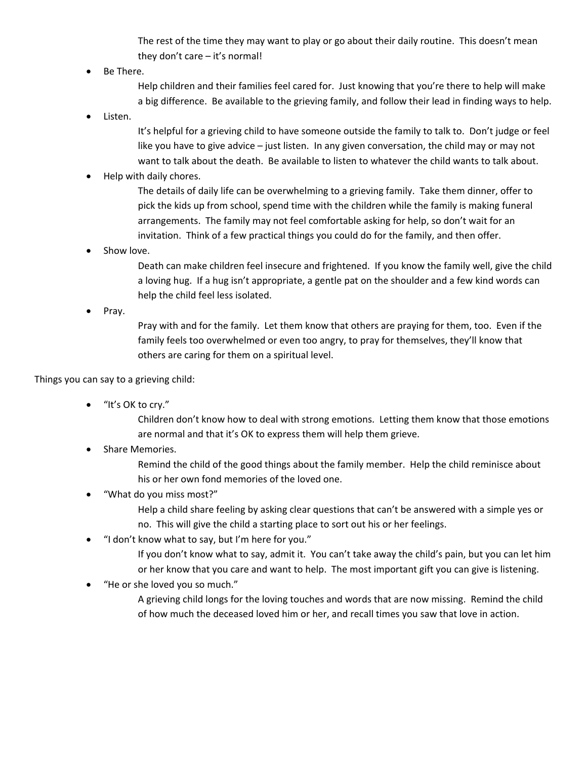The rest of the time they may want to play or go about their daily routine. This doesn't mean they don't care – it's normal!

- Be There.

  Help children and their families feel cared for. Just knowing that you're there to help will make a big difference. Be available to the grieving family, and follow their lead in finding ways to help.

- Listen.

  It's helpful for a grieving child to have someone outside the family to talk to. Don't judge or feel like you have to give advice – just listen. In any given conversation, the child may or may not want to talk about the death. Be available to listen to whatever the child wants to talk about.

- Help with daily chores.

  The details of daily life can be overwhelming to a grieving family. Take them dinner, offer to pick the kids up from school, spend time with the children while the family is making funeral arrangements. The family may not feel comfortable asking for help, so don't wait for an invitation. Think of a few practical things you could do for the family, and then offer.

- Show love.

  Death can make children feel insecure and frightened. If you know the family well, give the child a loving hug. If a hug isn't appropriate, a gentle pat on the shoulder and a few kind words can help the child feel less isolated.

- Pray.

  Pray with and for the family. Let them know that others are praying for them, too. Even if the family feels too overwhelmed or even too angry, to pray for themselves, they'll know that others are caring for them on a spiritual level.

Things you can say to a grieving child:

- "It's OK to cry."

  Children don't know how to deal with strong emotions. Letting them know that those emotions are normal and that it's OK to express them will help them grieve.

- Share Memories.

  Remind the child of the good things about the family member. Help the child reminisce about his or her own fond memories of the loved one.

- "What do you miss most?"

  Help a child share feeling by asking clear questions that can't be answered with a simple yes or no. This will give the child a starting place to sort out his or her feelings.

- "I don't know what to say, but I'm here for you."

  If you don't know what to say, admit it. You can't take away the child's pain, but you can let him or her know that you care and want to help. The most important gift you can give is listening.

- "He or she loved you so much."

  A grieving child longs for the loving touches and words that are now missing. Remind the child of how much the deceased loved him or her, and recall times you saw that love in action.